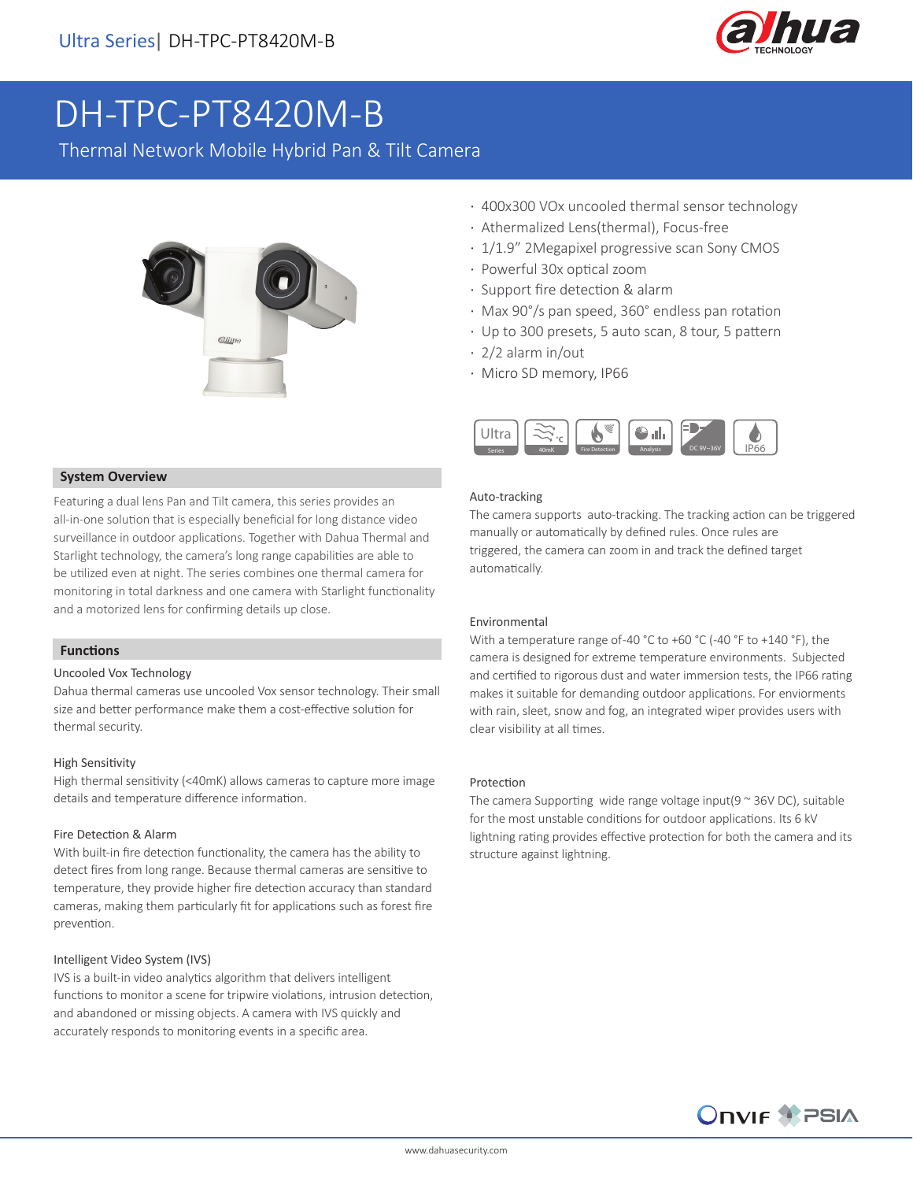Ultra Series| DH-TPC-PT8420M-B

# DH-TPC-PT8420M-B

Thermal Network Mobile Hybrid Pan & Tilt Camera

- 400x300 VOx uncooled thermal sensor technology
- Athermalized Lens(thermal), Focus-free
- 1/1.9" 2Megapixel progressive scan Sony CMOS
- Powerful 30x optical zoom
- Support fire detection & alarm
- Max 90°/s pan speed, 360° endless pan rotation
- Up to 300 presets, 5 auto scan, 8 tour, 5 pattern
- 2/2 alarm in/out
- Micro SD memory, IP66

## System Overview

Featuring a dual lens Pan and Tilt camera, this series provides an all-in-one solution that is especially beneficial for long distance video surveillance in outdoor applications. Together with Dahua Thermal and Starlight technology, the camera's long range capabilities are able to be utilized even at night. The series combines one thermal camera for monitoring in total darkness and one camera with Starlight functionality and a motorized lens for confirming details up close.

## Functions

### Uncooled Vox Technology

Dahua thermal cameras use uncooled Vox sensor technology. Their small size and better performance make them a cost-effective solution for thermal security.

### High Sensitivity

High thermal sensitivity (<40mK) allows cameras to capture more image details and temperature difference information.

### Fire Detection & Alarm

With built-in fire detection functionality, the camera has the ability to detect fires from long range. Because thermal cameras are sensitive to temperature, they provide higher fire detection accuracy than standard cameras, making them particularly fit for applications such as forest fire prevention.

### Intelligent Video System (IVS)

IVS is a built-in video analytics algorithm that delivers intelligent functions to monitor a scene for tripwire violations, intrusion detection, and abandoned or missing objects. A camera with IVS quickly and accurately responds to monitoring events in a specific area.

### Auto-tracking

The camera supports auto-tracking. The tracking action can be triggered manually or automatically by defined rules. Once rules are triggered, the camera can zoom in and track the defined target automatically.

### Environmental

With a temperature range of-40 °C to +60 °C (-40 °F to +140 °F), the camera is designed for extreme temperature environments. Subjected and certified to rigorous dust and water immersion tests, the IP66 rating makes it suitable for demanding outdoor applications. For enviorments with rain, sleet, snow and fog, an integrated wiper provides users with clear visibility at all times.

### Protection

The camera Supporting wide range voltage input(9 ~ 36V DC), suitable for the most unstable conditions for outdoor applications. Its 6 kV lightning rating provides effective protection for both the camera and its structure against lightning.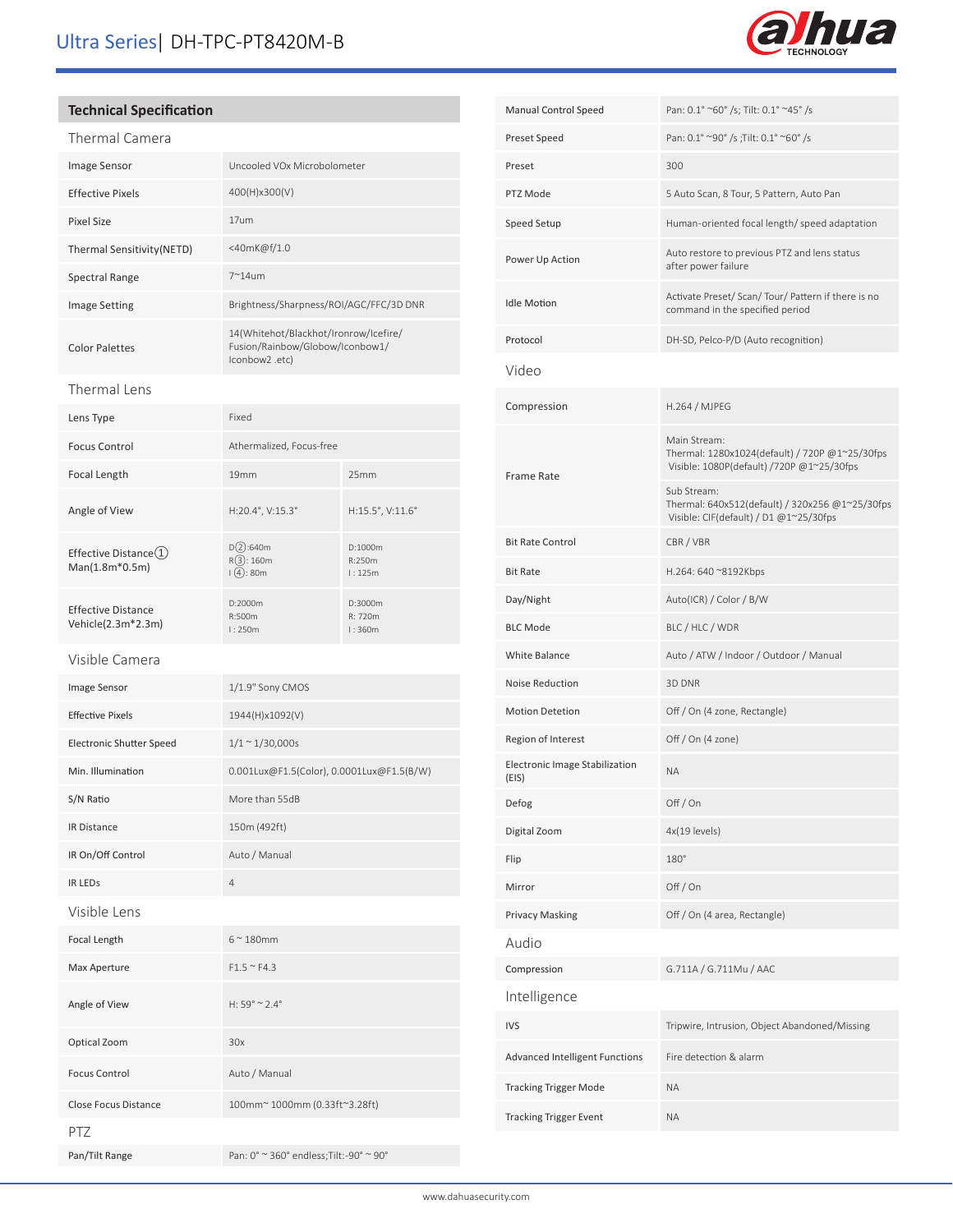# Ultra Series| DH-TPC-PT8420M-B

## Technical Specification

### Thermal Camera

| | | |
|---|---|---|
| Image Sensor | Uncooled VOx Microbolometer | |
| Effective Pixels | 400(H)x300(V) | |
| Pixel Size | 17um | |
| Thermal Sensitivity(NETD) | <40mK@f/1.0 | |
| Spectral Range | 7~14um | |
| Image Setting | Brightness/Sharpness/ROI/AGC/FFC/3D DNR | |
| Color Palettes | 14(Whitehot/Blackhot/Ironrow/Icefire/ Fusion/Rainbow/Globow/Iconbow1/ Iconbow2 .etc) | |

### Thermal Lens

| | | |
|---|---|---|
| Lens Type | Fixed | |
| Focus Control | Athermalized, Focus-free | |
| Focal Length | 19mm | 25mm |
| Angle of View | H:20.4°, V:15.3° | H:15.5°, V:11.6° |
| Effective Distance① Man(1.8m*0.5m) | D②:640m R③: 160m I④: 80m | D:1000m R:250m I : 125m |
| Effective Distance Vehicle(2.3m*2.3m) | D:2000m R:500m I : 250m | D:3000m R: 720m I : 360m |

### Visible Camera

| | |
|---|---|
| Image Sensor | 1/1.9" Sony CMOS |
| Effective Pixels | 1944(H)x1092(V) |
| Electronic Shutter Speed | 1/1 ~ 1/30,000s |
| Min. Illumination | 0.001Lux@F1.5(Color), 0.0001Lux@F1.5(B/W) |
| S/N Ratio | More than 55dB |
| IR Distance | 150m (492ft) |
| IR On/Off Control | Auto / Manual |
| IR LEDs | 4 |

### Visible Lens

| | |
|---|---|
| Focal Length | 6 ~ 180mm |
| Max Aperture | F1.5 ~ F4.3 |
| Angle of View | H: 59° ~ 2.4° |
| Optical Zoom | 30x |
| Focus Control | Auto / Manual |
| Close Focus Distance | 100mm~ 1000mm (0.33ft~3.28ft) |

### PTZ

| | |
|---|---|
| Pan/Tilt Range | Pan: 0° ~ 360° endless;Tilt:-90° ~ 90° |
| Manual Control Speed | Pan: 0.1° ~60° /s; Tilt: 0.1° ~45° /s |
| Preset Speed | Pan: 0.1° ~90° /s ;Tilt: 0.1° ~60° /s |
| Preset | 300 |
| PTZ Mode | 5 Auto Scan, 8 Tour, 5 Pattern, Auto Pan |
| Speed Setup | Human-oriented focal length/ speed adaptation |
| Power Up Action | Auto restore to previous PTZ and lens status after power failure |
| Idle Motion | Activate Preset/ Scan/ Tour/ Pattern if there is no command in the specified period |
| Protocol | DH-SD, Pelco-P/D (Auto recognition) |

### Video

| | |
|---|---|
| Compression | H.264 / MJPEG |
| Frame Rate | Main Stream: Thermal: 1280x1024(default) / 720P @1~25/30fps Visible: 1080P(default) /720P @1~25/30fps |
| | Sub Stream: Thermal: 640x512(default) / 320x256 @1~25/30fps Visible: CIF(default) / D1 @1~25/30fps |
| Bit Rate Control | CBR / VBR |
| Bit Rate | H.264: 640 ~8192Kbps |
| Day/Night | Auto(ICR) / Color / B/W |
| BLC Mode | BLC / HLC / WDR |
| White Balance | Auto / ATW / Indoor / Outdoor / Manual |
| Noise Reduction | 3D DNR |
| Motion Detetion | Off / On (4 zone, Rectangle) |
| Region of Interest | Off / On (4 zone) |
| Electronic Image Stabilization (EIS) | NA |
| Defog | Off / On |
| Digital Zoom | 4x(19 levels) |
| Flip | 180° |
| Mirror | Off / On |
| Privacy Masking | Off / On (4 area, Rectangle) |

### Audio

| | |
|---|---|
| Compression | G.711A / G.711Mu / AAC |

### Intelligence

| | |
|---|---|
| IVS | Tripwire, Intrusion, Object Abandoned/Missing |
| Advanced Intelligent Functions | Fire detection & alarm |
| Tracking Trigger Mode | NA |
| Tracking Trigger Event | NA |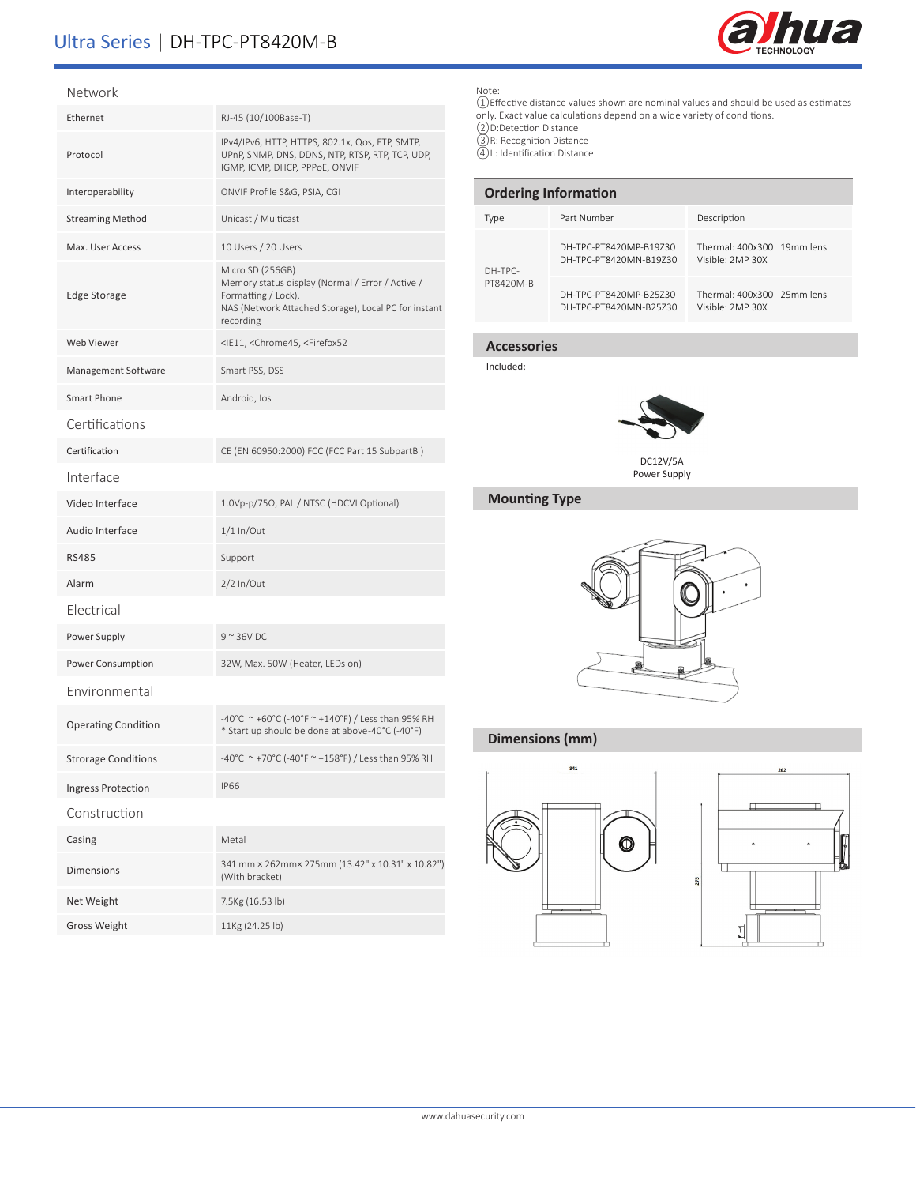## Network

| | |
|---|---|
| Ethernet | RJ-45 (10/100Base-T) |
| Protocol | IPv4/IPv6, HTTP, HTTPS, 802.1x, Qos, FTP, SMTP, UPnP, SNMP, DNS, DDNS, NTP, RTSP, RTP, TCP, UDP, IGMP, ICMP, DHCP, PPPoE, ONVIF |
| Interoperability | ONVIF Profile S&G, PSIA, CGI |
| Streaming Method | Unicast / Multicast |
| Max. User Access | 10 Users / 20 Users |
| Edge Storage | Micro SD (256GB) Memory status display (Normal / Error / Active / Formatting / Lock), NAS (Network Attached Storage), Local PC for instant recording |
| Web Viewer | <IE11, <Chrome45, <Firefox52 |
| Management Software | Smart PSS, DSS |
| Smart Phone | Android, Ios |

## Certifications

| | |
|---|---|
| Certification | CE (EN 60950:2000) FCC (FCC Part 15 SubpartB ) |

## Interface

| | |
|---|---|
| Video Interface | 1.0Vp-p/75Ω, PAL / NTSC (HDCVI Optional) |
| Audio Interface | 1/1 In/Out |
| RS485 | Support |
| Alarm | 2/2 In/Out |

## Electrical

| | |
|---|---|
| Power Supply | 9 ~ 36V DC |
| Power Consumption | 32W, Max. 50W (Heater, LEDs on) |

## Environmental

| | |
|---|---|
| Operating Condition | -40°C ~ +60°C (-40°F ~ +140°F) / Less than 95% RH * Start up should be done at above-40°C (-40°F) |
| Strorage Conditions | -40°C ~ +70°C (-40°F ~ +158°F) / Less than 95% RH |
| Ingress Protection | IP66 |

## Construction

| | |
|---|---|
| Casing | Metal |
| Dimensions | 341 mm × 262mm× 275mm (13.42" x 10.31" x 10.82") (With bracket) |
| Net Weight | 7.5Kg (16.53 lb) |
| Gross Weight | 11Kg (24.25 lb) |

Note:
①Effective distance values shown are nominal values and should be used as estimates only. Exact value calculations depend on a wide variety of conditions.
②D:Detection Distance
③R: Recognition Distance
④I : Identification Distance

## Ordering Information

| Type | Part Number | Description |
|---|---|---|
| DH-TPC-PT8420M-B | DH-TPC-PT8420MP-B19Z30 DH-TPC-PT8420MN-B19Z30 | Thermal: 400x300 19mm lens Visible: 2MP 30X |
| | DH-TPC-PT8420MP-B25Z30 DH-TPC-PT8420MN-B25Z30 | Thermal: 400x300 25mm lens Visible: 2MP 30X |

## Accessories

Included:

DC12V/5A
Power Supply

## Mounting Type

## Dimensions (mm)

341

262

275